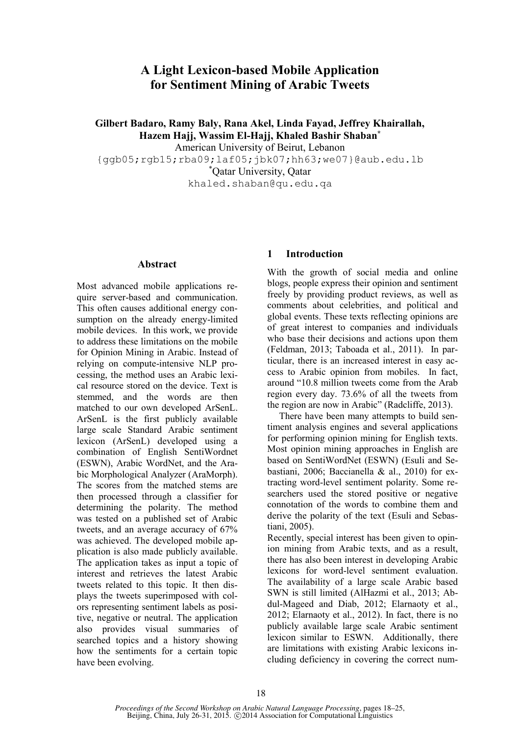# A Light Lexicon-based Mobile Application for Sentiment Mining of Arabic Tweets

**Gilbert Badaro, Ramy Baly, Rana Akel, Linda Fayad, Jeffrey Khairallah, Hazem Hajj, Wassim El-Hajj, Khaled Bashir Shaban***

American University of Beirut, Lebanon

{ggb05;rgb15;rba09;laf05;jbk07;hh63;we07}@aub.edu.lb

*Qatar University, Qatar

khaled.shaban@qu.edu.qa

## Abstract

Most advanced mobile applications require server-based and communication. This often causes additional energy consumption on the already energy-limited mobile devices. In this work, we provide to address these limitations on the mobile for Opinion Mining in Arabic. Instead of relying on compute-intensive NLP processing, the method uses an Arabic lexical resource stored on the device. Text is stemmed, and the words are then matched to our own developed ArSenL. ArSenL is the first publicly available large scale Standard Arabic sentiment lexicon (ArSenL) developed using a combination of English SentiWordnet (ESWN), Arabic WordNet, and the Arabic Morphological Analyzer (AraMorph). The scores from the matched stems are then processed through a classifier for determining the polarity. The method was tested on a published set of Arabic tweets, and an average accuracy of 67% was achieved. The developed mobile application is also made publicly available. The application takes as input a topic of interest and retrieves the latest Arabic tweets related to this topic. It then displays the tweets superimposed with colors representing sentiment labels as positive, negative or neutral. The application also provides visual summaries of searched topics and a history showing how the sentiments for a certain topic have been evolving.

## 1 Introduction

With the growth of social media and online blogs, people express their opinion and sentiment freely by providing product reviews, as well as comments about celebrities, and political and global events. These texts reflecting opinions are of great interest to companies and individuals who base their decisions and actions upon them (Feldman, 2013; Taboada et al., 2011). In particular, there is an increased interest in easy access to Arabic opinion from mobiles. In fact, around "10.8 million tweets come from the Arab region every day. 73.6% of all the tweets from the region are now in Arabic" (Radcliffe, 2013).

There have been many attempts to build sentiment analysis engines and several applications for performing opinion mining for English texts. Most opinion mining approaches in English are based on SentiWordNet (ESWN) (Esuli and Sebastiani, 2006; Baccianella & al., 2010) for extracting word-level sentiment polarity. Some researchers used the stored positive or negative connotation of the words to combine them and derive the polarity of the text (Esuli and Sebastiani, 2005).

Recently, special interest has been given to opinion mining from Arabic texts, and as a result, there has also been interest in developing Arabic lexicons for word-level sentiment evaluation. The availability of a large scale Arabic based SWN is still limited (AlHazmi et al., 2013; Abdul-Mageed and Diab, 2012; Elarnaoty et al., 2012; Elarnaoty et al., 2012). In fact, there is no publicly available large scale Arabic sentiment lexicon similar to ESWN. Additionally, there are limitations with existing Arabic lexicons including deficiency in covering the correct num-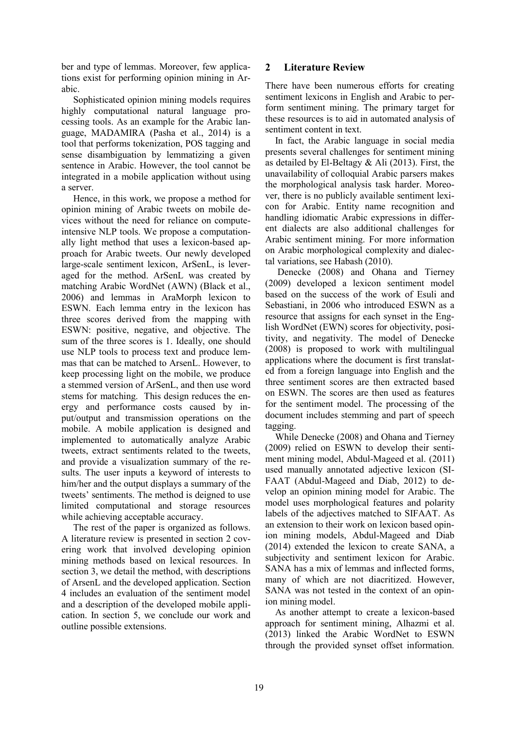ber and type of lemmas. Moreover, few applications exist for performing opinion mining in Arabic.

Sophisticated opinion mining models requires highly computational natural language processing tools. As an example for the Arabic language, MADAMIRA (Pasha et al., 2014) is a tool that performs tokenization, POS tagging and sense disambiguation by lemmatizing a given sentence in Arabic. However, the tool cannot be integrated in a mobile application without using a server.

Hence, in this work, we propose a method for opinion mining of Arabic tweets on mobile devices without the need for reliance on compute-intensive NLP tools. We propose a computationally light method that uses a lexicon-based approach for Arabic tweets. Our newly developed large-scale sentiment lexicon, ArSenL, is leveraged for the method. ArSenL was created by matching Arabic WordNet (AWN) (Black et al., 2006) and lemmas in AraMorph lexicon to ESWN. Each lemma entry in the lexicon has three scores derived from the mapping with ESWN: positive, negative, and objective. The sum of the three scores is 1. Ideally, one should use NLP tools to process text and produce lemmas that can be matched to ArsenL. However, to keep processing light on the mobile, we produce a stemmed version of ArSenL, and then use word stems for matching. This design reduces the energy and performance costs caused by input/output and transmission operations on the mobile. A mobile application is designed and implemented to automatically analyze Arabic tweets, extract sentiments related to the tweets, and provide a visualization summary of the results. The user inputs a keyword of interests to him/her and the output displays a summary of the tweets' sentiments. The method is deigned to use limited computational and storage resources while achieving acceptable accuracy.

The rest of the paper is organized as follows. A literature review is presented in section 2 covering work that involved developing opinion mining methods based on lexical resources. In section 3, we detail the method, with descriptions of ArsenL and the developed application. Section 4 includes an evaluation of the sentiment model and a description of the developed mobile application. In section 5, we conclude our work and outline possible extensions.

## 2 Literature Review

There have been numerous efforts for creating sentiment lexicons in English and Arabic to perform sentiment mining. The primary target for these resources is to aid in automated analysis of sentiment content in text.

In fact, the Arabic language in social media presents several challenges for sentiment mining as detailed by El-Beltagy & Ali (2013). First, the unavailability of colloquial Arabic parsers makes the morphological analysis task harder. Moreover, there is no publicly available sentiment lexicon for Arabic. Entity name recognition and handling idiomatic Arabic expressions in different dialects are also additional challenges for Arabic sentiment mining. For more information on Arabic morphological complexity and dialectal variations, see Habash (2010).

Denecke (2008) and Ohana and Tierney (2009) developed a lexicon sentiment model based on the success of the work of Esuli and Sebastiani, in 2006 who introduced ESWN as a resource that assigns for each synset in the English WordNet (EWN) scores for objectivity, positivity, and negativity. The model of Denecke (2008) is proposed to work with multilingual applications where the document is first translated from a foreign language into English and the three sentiment scores are then extracted based on ESWN. The scores are then used as features for the sentiment model. The processing of the document includes stemming and part of speech tagging.

While Denecke (2008) and Ohana and Tierney (2009) relied on ESWN to develop their sentiment mining model, Abdul-Mageed et al. (2011) used manually annotated adjective lexicon (SIFAAT (Abdul-Mageed and Diab, 2012) to develop an opinion mining model for Arabic. The model uses morphological features and polarity labels of the adjectives matched to SIFAAT. As an extension to their work on lexicon based opinion mining models, Abdul-Mageed and Diab (2014) extended the lexicon to create SANA, a subjectivity and sentiment lexicon for Arabic. SANA has a mix of lemmas and inflected forms, many of which are not diacritized. However, SANA was not tested in the context of an opinion mining model.

As another attempt to create a lexicon-based approach for sentiment mining, Alhazmi et al. (2013) linked the Arabic WordNet to ESWN through the provided synset offset information.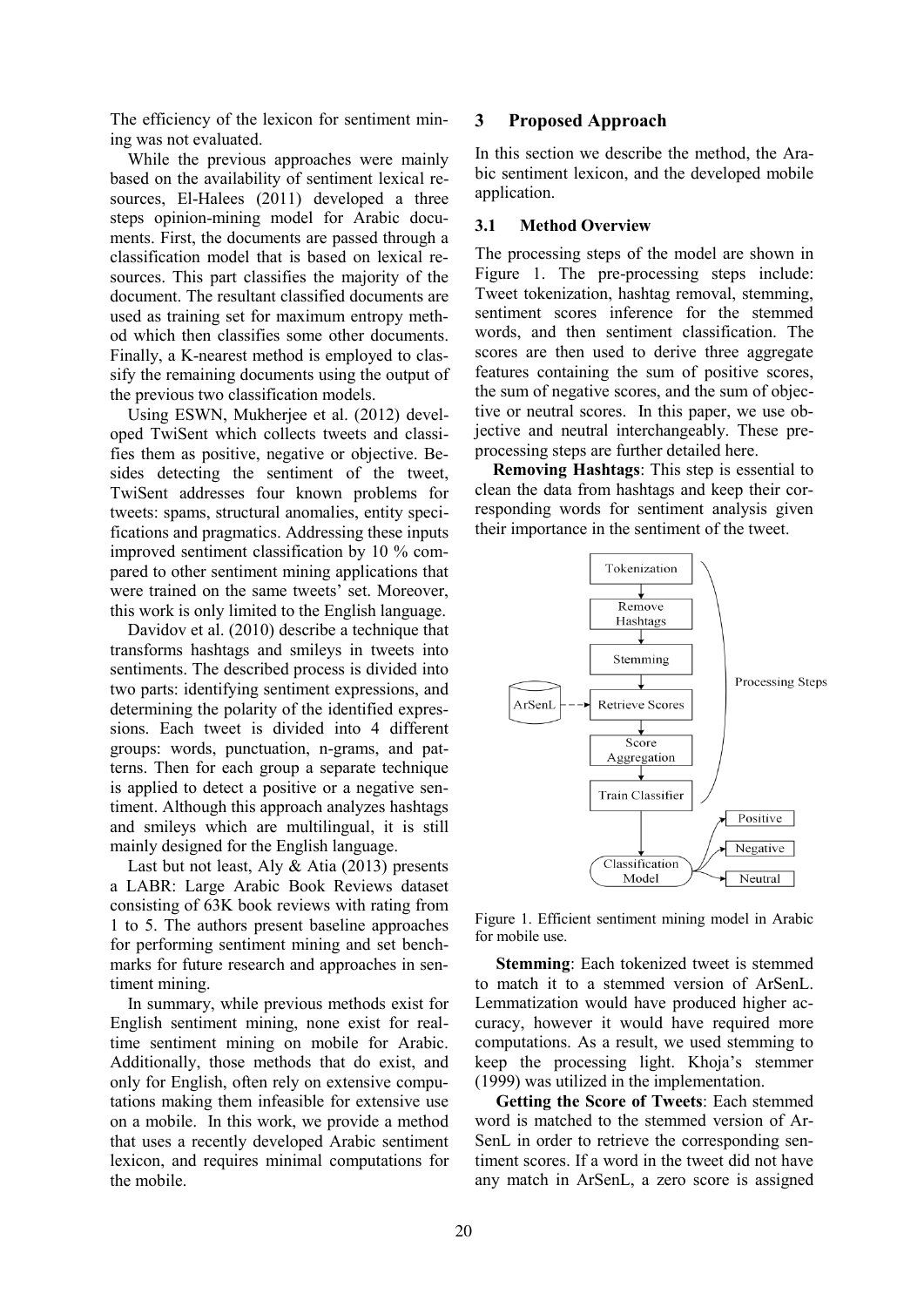The efficiency of the lexicon for sentiment mining was not evaluated.

While the previous approaches were mainly based on the availability of sentiment lexical resources, El-Halees (2011) developed a three steps opinion-mining model for Arabic documents. First, the documents are passed through a classification model that is based on lexical resources. This part classifies the majority of the document. The resultant classified documents are used as training set for maximum entropy method which then classifies some other documents. Finally, a K-nearest method is employed to classify the remaining documents using the output of the previous two classification models.

Using ESWN, Mukherjee et al. (2012) developed TwiSent which collects tweets and classifies them as positive, negative or objective. Besides detecting the sentiment of the tweet, TwiSent addresses four known problems for tweets: spams, structural anomalies, entity specifications and pragmatics. Addressing these inputs improved sentiment classification by 10 % compared to other sentiment mining applications that were trained on the same tweets' set. Moreover, this work is only limited to the English language.

Davidov et al. (2010) describe a technique that transforms hashtags and smileys in tweets into sentiments. The described process is divided into two parts: identifying sentiment expressions, and determining the polarity of the identified expressions. Each tweet is divided into 4 different groups: words, punctuation, n-grams, and patterns. Then for each group a separate technique is applied to detect a positive or a negative sentiment. Although this approach analyzes hashtags and smileys which are multilingual, it is still mainly designed for the English language.

Last but not least, Aly & Atia (2013) presents a LABR: Large Arabic Book Reviews dataset consisting of 63K book reviews with rating from 1 to 5. The authors present baseline approaches for performing sentiment mining and set benchmarks for future research and approaches in sentiment mining.

In summary, while previous methods exist for English sentiment mining, none exist for real-time sentiment mining on mobile for Arabic. Additionally, those methods that do exist, and only for English, often rely on extensive computations making them infeasible for extensive use on a mobile. In this work, we provide a method that uses a recently developed Arabic sentiment lexicon, and requires minimal computations for the mobile.

## 3 Proposed Approach

In this section we describe the method, the Arabic sentiment lexicon, and the developed mobile application.

### 3.1 Method Overview

The processing steps of the model are shown in Figure 1. The pre-processing steps include: Tweet tokenization, hashtag removal, stemming, sentiment scores inference for the stemmed words, and then sentiment classification. The scores are then used to derive three aggregate features containing the sum of positive scores, the sum of negative scores, and the sum of objective or neutral scores. In this paper, we use objective and neutral interchangeably. These preprocessing steps are further detailed here.

**Removing Hashtags**: This step is essential to clean the data from hashtags and keep their corresponding words for sentiment analysis given their importance in the sentiment of the tweet.

Tokenization → Remove Hashtags → Stemming → Retrieve Scores (ArSenL) → Score Aggregation → Train Classifier → Classification Model → Positive / Negative / Neutral

Processing Steps

Figure 1. Efficient sentiment mining model in Arabic for mobile use.

**Stemming**: Each tokenized tweet is stemmed to match it to a stemmed version of ArSenL. Lemmatization would have produced higher accuracy, however it would have required more computations. As a result, we used stemming to keep the processing light. Khoja's stemmer (1999) was utilized in the implementation.

**Getting the Score of Tweets**: Each stemmed word is matched to the stemmed version of ArSenL in order to retrieve the corresponding sentiment scores. If a word in the tweet did not have any match in ArSenL, a zero score is assigned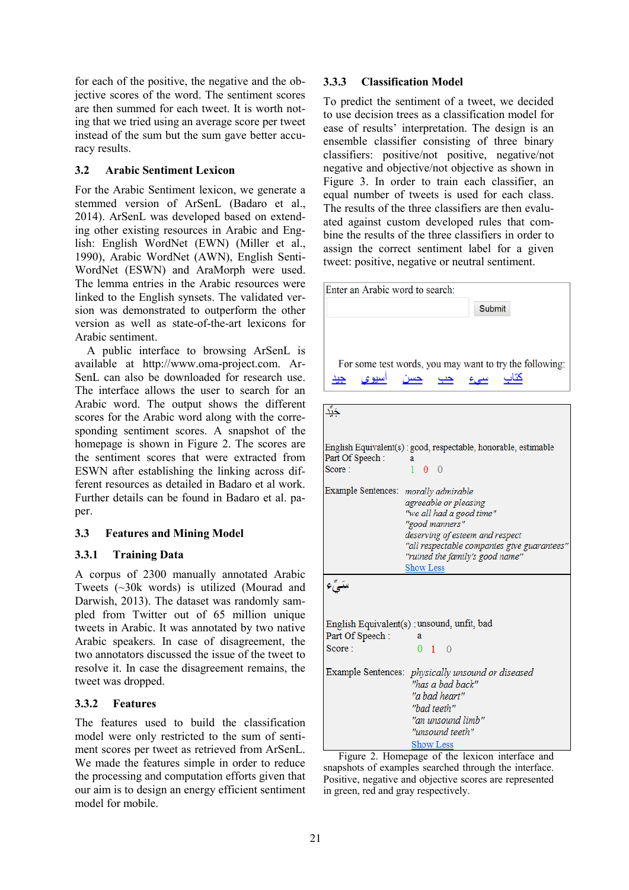for each of the positive, the negative and the objective scores of the word. The sentiment scores are then summed for each tweet. It is worth noting that we tried using an average score per tweet instead of the sum but the sum gave better accuracy results.

## 3.2 Arabic Sentiment Lexicon

For the Arabic Sentiment lexicon, we generate a stemmed version of ArSenL (Badaro et al., 2014). ArSenL was developed based on extending other existing resources in Arabic and English: English WordNet (EWN) (Miller et al., 1990), Arabic WordNet (AWN), English SentiWordNet (ESWN) and AraMorph were used. The lemma entries in the Arabic resources were linked to the English synsets. The validated version was demonstrated to outperform the other version as well as state-of-the-art lexicons for Arabic sentiment.

A public interface to browsing ArSenL is available at http://www.oma-project.com. ArSenL can also be downloaded for research use. The interface allows the user to search for an Arabic word. The output shows the different scores for the Arabic word along with the corresponding sentiment scores. A snapshot of the homepage is shown in Figure 2. The scores are the sentiment scores that were extracted from ESWN after establishing the linking across different resources as detailed in Badaro et al work. Further details can be found in Badaro et al. paper.

## 3.3 Features and Mining Model

### 3.3.1 Training Data

A corpus of 2300 manually annotated Arabic Tweets (~30k words) is utilized (Mourad and Darwish, 2013). The dataset was randomly sampled from Twitter out of 65 million unique tweets in Arabic. It was annotated by two native Arabic speakers. In case of disagreement, the two annotators discussed the issue of the tweet to resolve it. In case the disagreement remains, the tweet was dropped.

### 3.3.2 Features

The features used to build the classification model were only restricted to the sum of sentiment scores per tweet as retrieved from ArSenL. We made the features simple in order to reduce the processing and computation efforts given that our aim is to design an energy efficient sentiment model for mobile.

### 3.3.3 Classification Model

To predict the sentiment of a tweet, we decided to use decision trees as a classification model for ease of results' interpretation. The design is an ensemble classifier consisting of three binary classifiers: positive/not positive, negative/not negative and objective/not objective as shown in Figure 3. In order to train each classifier, an equal number of tweets is used for each class. The results of the three classifiers are then evaluated against custom developed rules that combine the results of the three classifiers in order to assign the correct sentiment label for a given tweet: positive, negative or neutral sentiment.

Enter an Arabic word to search: [ ] Submit

For some test words, you may want to try the following: جيد أسبوعي حسن حب سيء كتاب

جَيِّد

English Equivalent(s) : good, respectable, honorable, estimable
Part Of Speech : a
Score : 1 0 0

Example Sentences: *morally admirable*
*agreeable or pleasing*
*"we all had a good time"*
*"good manners"*
*deserving of esteem and respect*
*"all respectable companies give guarantees"*
*"ruined the family's good name"*
Show Less

سَيِّء

English Equivalent(s) : unsound, unfit, bad
Part Of Speech : a
Score : 0 1 0

Example Sentences: *physically unsound or diseased*
*"has a bad back"*
*"a bad heart"*
*"bad teeth"*
*"an unsound limb"*
*"unsound teeth"*
Show Less

Figure 2. Homepage of the lexicon interface and snapshots of examples searched through the interface. Positive, negative and objective scores are represented in green, red and gray respectively.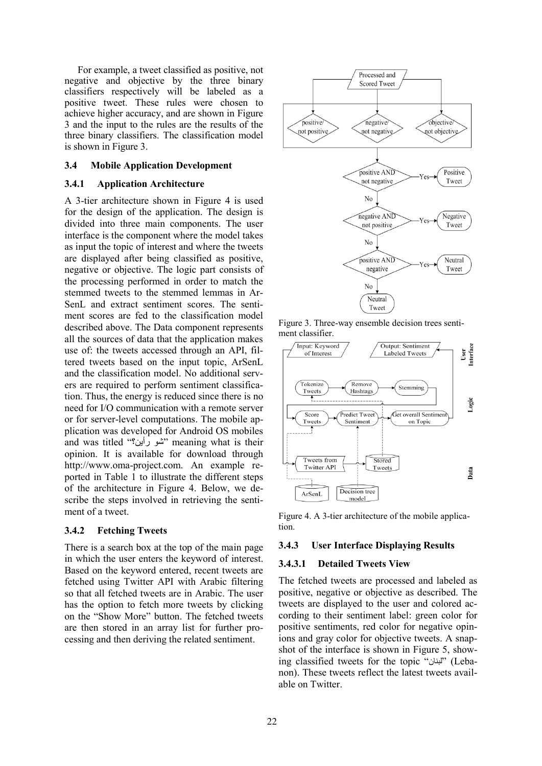For example, a tweet classified as positive, not negative and objective by the three binary classifiers respectively will be labeled as a positive tweet. These rules were chosen to achieve higher accuracy, and are shown in Figure 3 and the input to the rules are the results of the three binary classifiers. The classification model is shown in Figure 3.

### 3.4 Mobile Application Development

#### 3.4.1 Application Architecture

A 3-tier architecture shown in Figure 4 is used for the design of the application. The design is divided into three main components. The user interface is the component where the model takes as input the topic of interest and where the tweets are displayed after being classified as positive, negative or objective. The logic part consists of the processing performed in order to match the stemmed tweets to the stemmed lemmas in ArSenL and extract sentiment scores. The sentiment scores are fed to the classification model described above. The Data component represents all the sources of data that the application makes use of: the tweets accessed through an API, filtered tweets based on the input topic, ArSenL and the classification model. No additional servers are required to perform sentiment classification. Thus, the energy is reduced since there is no need for I/O communication with a remote server or for server-level computations. The mobile application was developed for Android OS mobiles and was titled "شو رأين؟" meaning what is their opinion. It is available for download through http://www.oma-project.com. An example reported in Table 1 to illustrate the different steps of the architecture in Figure 4. Below, we describe the steps involved in retrieving the sentiment of a tweet.

#### 3.4.2 Fetching Tweets

There is a search box at the top of the main page in which the user enters the keyword of interest. Based on the keyword entered, recent tweets are fetched using Twitter API with Arabic filtering so that all fetched tweets are in Arabic. The user has the option to fetch more tweets by clicking on the "Show More" button. The fetched tweets are then stored in an array list for further processing and then deriving the related sentiment.

Figure 3. Three-way ensemble decision trees sentiment classifier.

Figure 4. A 3-tier architecture of the mobile application.

#### 3.4.3 User Interface Displaying Results

##### 3.4.3.1 Detailed Tweets View

The fetched tweets are processed and labeled as positive, negative or objective as described. The tweets are displayed to the user and colored according to their sentiment label: green color for positive sentiments, red color for negative opinions and gray color for objective tweets. A snapshot of the interface is shown in Figure 5, showing classified tweets for the topic "لبنان" (Lebanon). These tweets reflect the latest tweets available on Twitter.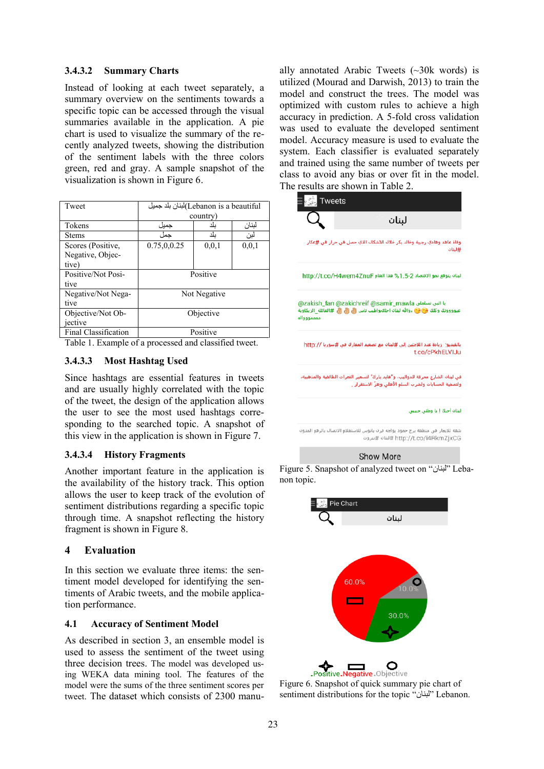#### 3.4.3.2 Summary Charts

Instead of looking at each tweet separately, a summary overview on the sentiments towards a specific topic can be accessed through the visual summaries available in the application. A pie chart is used to visualize the summary of the recently analyzed tweets, showing the distribution of the sentiment labels with the three colors green, red and gray. A sample snapshot of the visualization is shown in Figure 6.

| Tweet | لبنان بلد جميل(Lebanon is a beautiful country) | | |
|---|---|---|---|
| Tokens | جميل | بلد | لبنان |
| Stems | جمل | بلد | لبن |
| Scores (Positive, Negative, Objective) | 0.75,0,0.25 | 0,0,1 | 0,0,1 |
| Positive/Not Positive | Positive | | |
| Negative/Not Negative | Not Negative | | |
| Objective/Not Objective | Objective | | |
| Final Classification | Positive | | |

Table 1. Example of a processed and classified tweet.

#### 3.4.3.3 Most Hashtag Used

Since hashtags are essential features in tweets and are usually highly correlated with the topic of the tweet, the design of the application allows the user to see the most used hashtags corresponding to the searched topic. A snapshot of this view in the application is shown in Figure 7.

#### 3.4.3.4 History Fragments

Another important feature in the application is the availability of the history track. This option allows the user to keep track of the evolution of sentiment distributions regarding a specific topic through time. A snapshot reflecting the history fragment is shown in Figure 8.

## 4 Evaluation

In this section we evaluate three items: the sentiment model developed for identifying the sentiments of Arabic tweets, and the mobile application performance.

### 4.1 Accuracy of Sentiment Model

As described in section 3, an ensemble model is used to assess the sentiment of the tweet using three decision trees. The model was developed using WEKA data mining tool. The features of the model were the sums of the three sentiment scores per tweet. The dataset which consists of 2300 manually annotated Arabic Tweets (~30k words) is utilized (Mourad and Darwish, 2013) to train the model and construct the trees. The model was optimized with custom rules to achieve a high accuracy in prediction. A 5-fold cross validation was used to evaluate the developed sentiment model. Accuracy measure is used to evaluate the system. Each classifier is evaluated separately and trained using the same number of tweets per class to avoid any bias or over fit in the model. The results are shown in Table 2.

Figure 5. Snapshot of analyzed tweet on "لبنان" Lebanon topic.

Figure 6. Snapshot of quick summary pie chart of sentiment distributions for the topic "لبنان" Lebanon.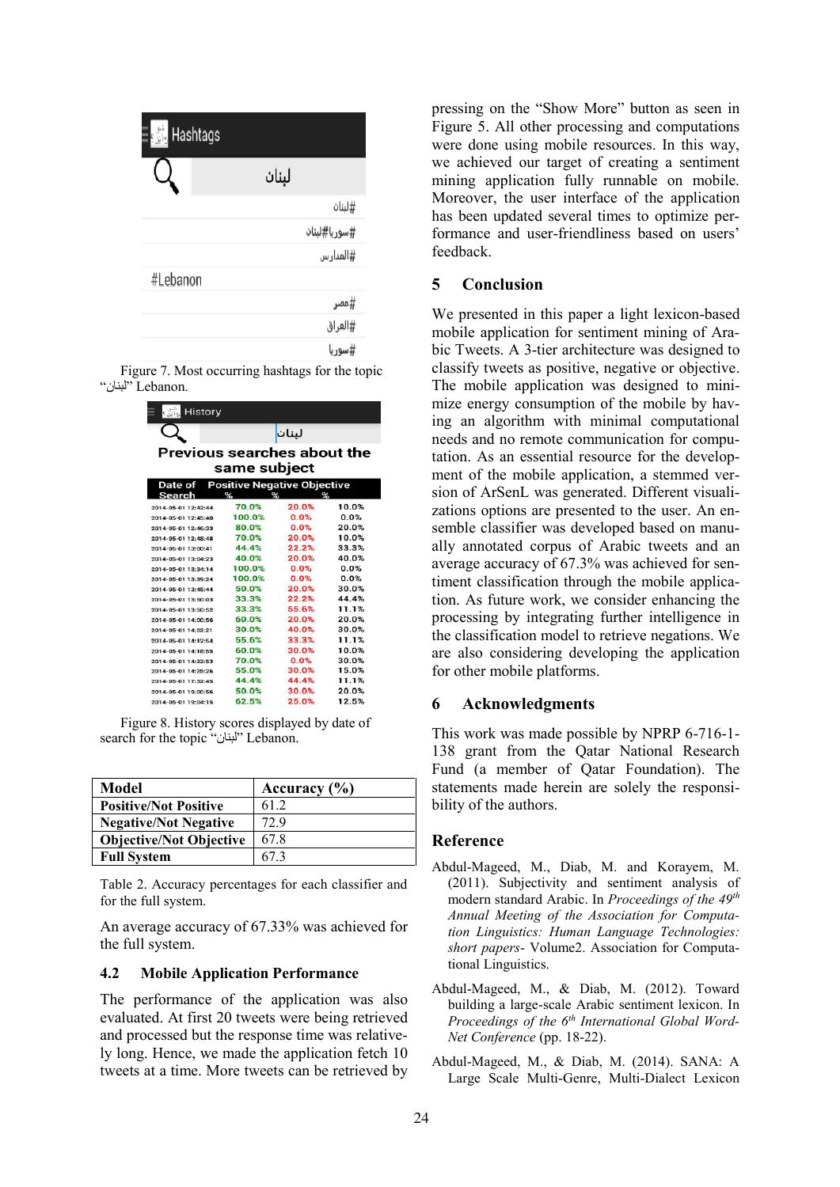Figure 7. Most occurring hashtags for the topic "لبنان" Lebanon.

Figure 8. History scores displayed by date of search for the topic "لبنان" Lebanon.

| Model | Accuracy (%) |
|---|---|
| **Positive/Not Positive** | 61.2 |
| **Negative/Not Negative** | 72.9 |
| **Objective/Not Objective** | 67.8 |
| **Full System** | 67.3 |

Table 2. Accuracy percentages for each classifier and for the full system.

An average accuracy of 67.33% was achieved for the full system.

### 4.2 Mobile Application Performance

The performance of the application was also evaluated. At first 20 tweets were being retrieved and processed but the response time was relatively long. Hence, we made the application fetch 10 tweets at a time. More tweets can be retrieved by pressing on the "Show More" button as seen in Figure 5. All other processing and computations were done using mobile resources. In this way, we achieved our target of creating a sentiment mining application fully runnable on mobile. Moreover, the user interface of the application has been updated several times to optimize performance and user-friendliness based on users' feedback.

## 5 Conclusion

We presented in this paper a light lexicon-based mobile application for sentiment mining of Arabic Tweets. A 3-tier architecture was designed to classify tweets as positive, negative or objective. The mobile application was designed to minimize energy consumption of the mobile by having an algorithm with minimal computational needs and no remote communication for computation. As an essential resource for the development of the mobile application, a stemmed version of ArSenL was generated. Different visualizations options are presented to the user. An ensemble classifier was developed based on manually annotated corpus of Arabic tweets and an average accuracy of 67.3% was achieved for sentiment classification through the mobile application. As future work, we consider enhancing the processing by integrating further intelligence in the classification model to retrieve negations. We are also considering developing the application for other mobile platforms.

## 6 Acknowledgments

This work was made possible by NPRP 6-716-1-138 grant from the Qatar National Research Fund (a member of Qatar Foundation). The statements made herein are solely the responsibility of the authors.

## Reference

Abdul-Mageed, M., Diab, M. and Korayem, M. (2011). Subjectivity and sentiment analysis of modern standard Arabic. In *Proceedings of the 49th Annual Meeting of the Association for Computation Linguistics: Human Language Technologies: short papers*- Volume2. Association for Computational Linguistics.

Abdul-Mageed, M., & Diab, M. (2012). Toward building a large-scale Arabic sentiment lexicon. In *Proceedings of the 6th International Global Word-Net Conference* (pp. 18-22).

Abdul-Mageed, M., & Diab, M. (2014). SANA: A Large Scale Multi-Genre, Multi-Dialect Lexicon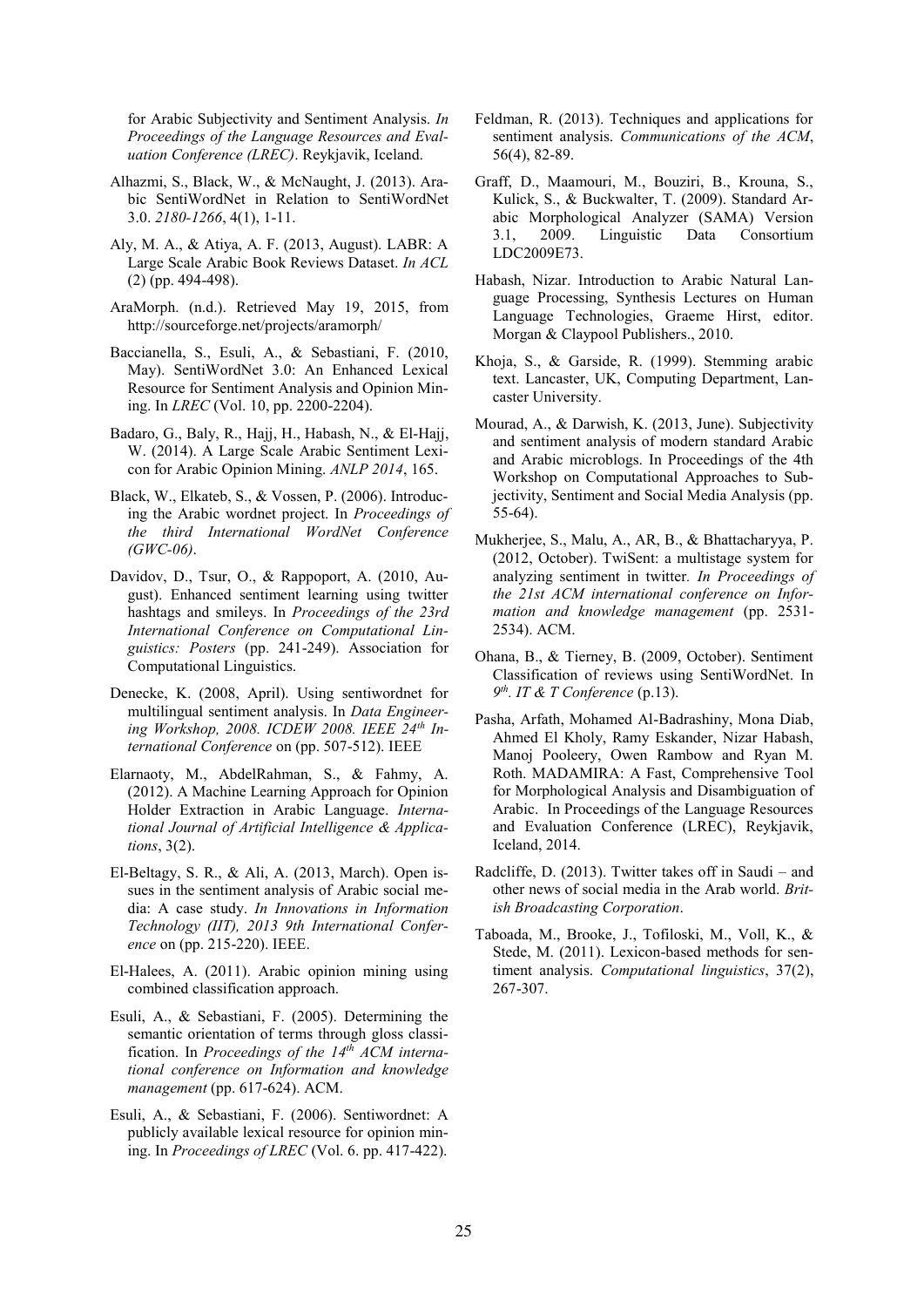for Arabic Subjectivity and Sentiment Analysis. *In Proceedings of the Language Resources and Evaluation Conference (LREC)*. Reykjavik, Iceland.

Alhazmi, S., Black, W., & McNaught, J. (2013). Arabic SentiWordNet in Relation to SentiWordNet 3.0. *2180-1266*, 4(1), 1-11.

Aly, M. A., & Atiya, A. F. (2013, August). LABR: A Large Scale Arabic Book Reviews Dataset. *In ACL* (2) (pp. 494-498).

AraMorph. (n.d.). Retrieved May 19, 2015, from http://sourceforge.net/projects/aramorph/

Baccianella, S., Esuli, A., & Sebastiani, F. (2010, May). SentiWordNet 3.0: An Enhanced Lexical Resource for Sentiment Analysis and Opinion Mining. In *LREC* (Vol. 10, pp. 2200-2204).

Badaro, G., Baly, R., Hajj, H., Habash, N., & El-Hajj, W. (2014). A Large Scale Arabic Sentiment Lexicon for Arabic Opinion Mining. *ANLP 2014*, 165.

Black, W., Elkateb, S., & Vossen, P. (2006). Introducing the Arabic wordnet project. In *Proceedings of the third International WordNet Conference (GWC-06)*.

Davidov, D., Tsur, O., & Rappoport, A. (2010, August). Enhanced sentiment learning using twitter hashtags and smileys. In *Proceedings of the 23rd International Conference on Computational Linguistics: Posters* (pp. 241-249). Association for Computational Linguistics.

Denecke, K. (2008, April). Using sentiwordnet for multilingual sentiment analysis. In *Data Engineering Workshop, 2008. ICDEW 2008. IEEE 24th International Conference* on (pp. 507-512). IEEE

Elarnaoty, M., AbdelRahman, S., & Fahmy, A. (2012). A Machine Learning Approach for Opinion Holder Extraction in Arabic Language. *International Journal of Artificial Intelligence & Applications*, 3(2).

El-Beltagy, S. R., & Ali, A. (2013, March). Open issues in the sentiment analysis of Arabic social media: A case study. *In Innovations in Information Technology (IIT), 2013 9th International Conference* on (pp. 215-220). IEEE.

El-Halees, A. (2011). Arabic opinion mining using combined classification approach.

Esuli, A., & Sebastiani, F. (2005). Determining the semantic orientation of terms through gloss classification. In *Proceedings of the 14th ACM international conference on Information and knowledge management* (pp. 617-624). ACM.

Esuli, A., & Sebastiani, F. (2006). Sentiwordnet: A publicly available lexical resource for opinion mining. In *Proceedings of LREC* (Vol. 6. pp. 417-422).

Feldman, R. (2013). Techniques and applications for sentiment analysis. *Communications of the ACM*, 56(4), 82-89.

Graff, D., Maamouri, M., Bouziri, B., Krouna, S., Kulick, S., & Buckwalter, T. (2009). Standard Arabic Morphological Analyzer (SAMA) Version 3.1, 2009. Linguistic Data Consortium LDC2009E73.

Habash, Nizar. Introduction to Arabic Natural Language Processing, Synthesis Lectures on Human Language Technologies, Graeme Hirst, editor. Morgan & Claypool Publishers., 2010.

Khoja, S., & Garside, R. (1999). Stemming arabic text. Lancaster, UK, Computing Department, Lancaster University.

Mourad, A., & Darwish, K. (2013, June). Subjectivity and sentiment analysis of modern standard Arabic and Arabic microblogs. In Proceedings of the 4th Workshop on Computational Approaches to Subjectivity, Sentiment and Social Media Analysis (pp. 55-64).

Mukherjee, S., Malu, A., AR, B., & Bhattacharyya, P. (2012, October). TwiSent: a multistage system for analyzing sentiment in twitter. *In Proceedings of the 21st ACM international conference on Information and knowledge management* (pp. 2531-2534). ACM.

Ohana, B., & Tierney, B. (2009, October). Sentiment Classification of reviews using SentiWordNet. In *9th. IT & T Conference* (p.13).

Pasha, Arfath, Mohamed Al-Badrashiny, Mona Diab, Ahmed El Kholy, Ramy Eskander, Nizar Habash, Manoj Pooleery, Owen Rambow and Ryan M. Roth. MADAMIRA: A Fast, Comprehensive Tool for Morphological Analysis and Disambiguation of Arabic. In Proceedings of the Language Resources and Evaluation Conference (LREC), Reykjavik, Iceland, 2014.

Radcliffe, D. (2013). Twitter takes off in Saudi – and other news of social media in the Arab world. *British Broadcasting Corporation*.

Taboada, M., Brooke, J., Tofiloski, M., Voll, K., & Stede, M. (2011). Lexicon-based methods for sentiment analysis. *Computational linguistics*, 37(2), 267-307.